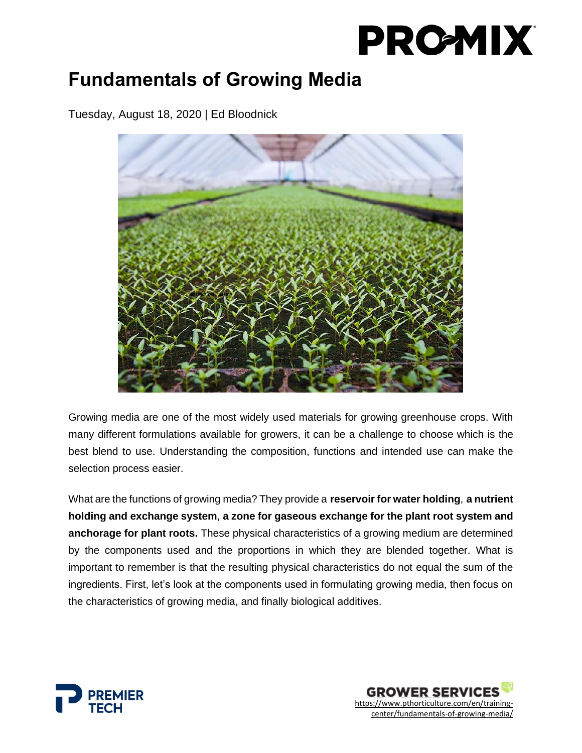# Fundamentals of Growing Media

Tuesday, August 18, 2020 | Ed Bloodnick

Growing media are one of the most widely used materials for growing greenhouse crops. With many different formulations available for growers, it can be a challenge to choose which is the best blend to use. Understanding the composition, functions and intended use can make the selection process easier.

What are the functions of growing media? They provide a **reservoir for water holding**, **a nutrient holding and exchange system**, **a zone for gaseous exchange for the plant root system and anchorage for plant roots.** These physical characteristics of a growing medium are determined by the components used and the proportions in which they are blended together. What is important to remember is that the resulting physical characteristics do not equal the sum of the ingredients. First, let's look at the components used in formulating growing media, then focus on the characteristics of growing media, and finally biological additives.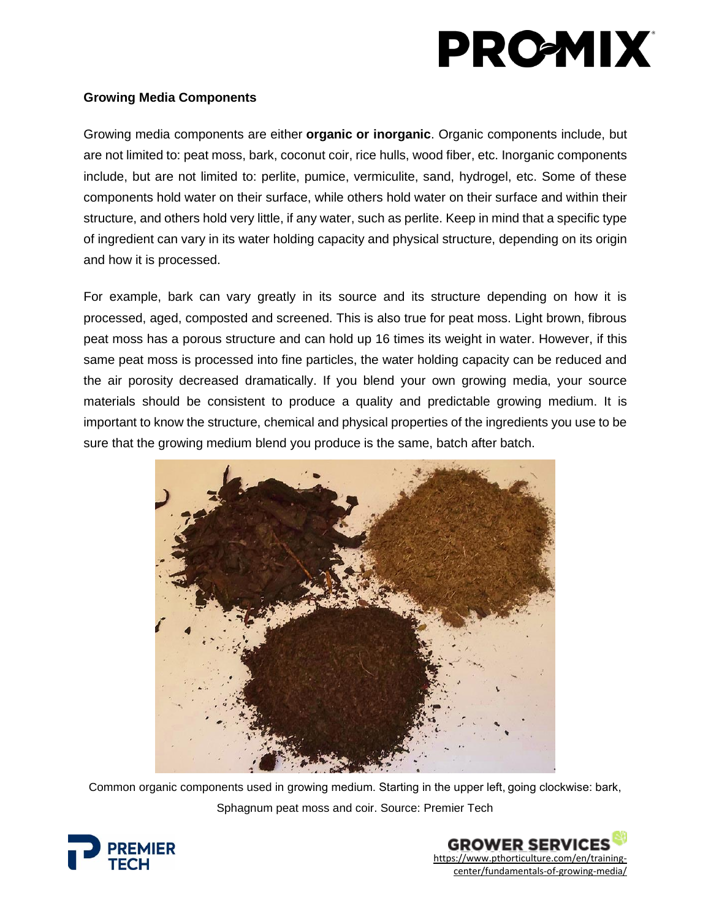**Growing Media Components**

Growing media components are either **organic or inorganic**. Organic components include, but are not limited to: peat moss, bark, coconut coir, rice hulls, wood fiber, etc. Inorganic components include, but are not limited to: perlite, pumice, vermiculite, sand, hydrogel, etc. Some of these components hold water on their surface, while others hold water on their surface and within their structure, and others hold very little, if any water, such as perlite. Keep in mind that a specific type of ingredient can vary in its water holding capacity and physical structure, depending on its origin and how it is processed.

For example, bark can vary greatly in its source and its structure depending on how it is processed, aged, composted and screened. This is also true for peat moss. Light brown, fibrous peat moss has a porous structure and can hold up 16 times its weight in water. However, if this same peat moss is processed into fine particles, the water holding capacity can be reduced and the air porosity decreased dramatically. If you blend your own growing media, your source materials should be consistent to produce a quality and predictable growing medium. It is important to know the structure, chemical and physical properties of the ingredients you use to be sure that the growing medium blend you produce is the same, batch after batch.

Common organic components used in growing medium. Starting in the upper left, going clockwise: bark, Sphagnum peat moss and coir. Source: Premier Tech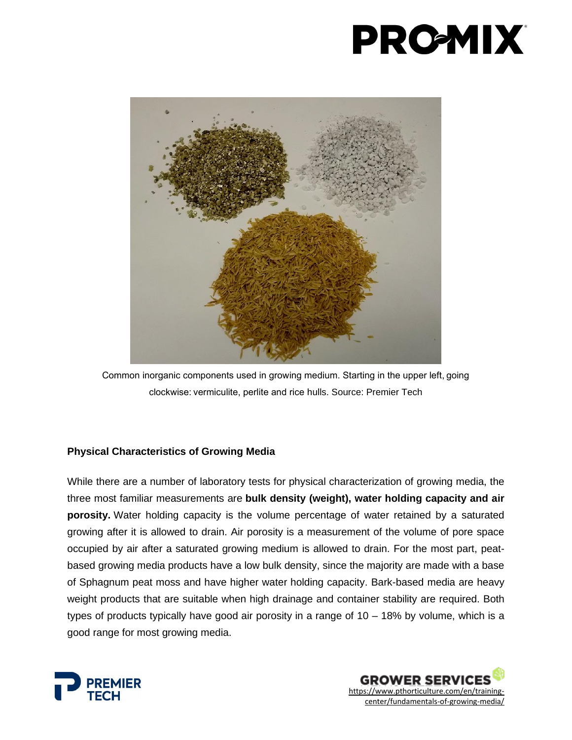Common inorganic components used in growing medium. Starting in the upper left, going clockwise: vermiculite, perlite and rice hulls. Source: Premier Tech

### Physical Characteristics of Growing Media

While there are a number of laboratory tests for physical characterization of growing media, the three most familiar measurements are **bulk density (weight), water holding capacity and air porosity.** Water holding capacity is the volume percentage of water retained by a saturated growing after it is allowed to drain. Air porosity is a measurement of the volume of pore space occupied by air after a saturated growing medium is allowed to drain. For the most part, peat-based growing media products have a low bulk density, since the majority are made with a base of Sphagnum peat moss and have higher water holding capacity. Bark-based media are heavy weight products that are suitable when high drainage and container stability are required. Both types of products typically have good air porosity in a range of 10 – 18% by volume, which is a good range for most growing media.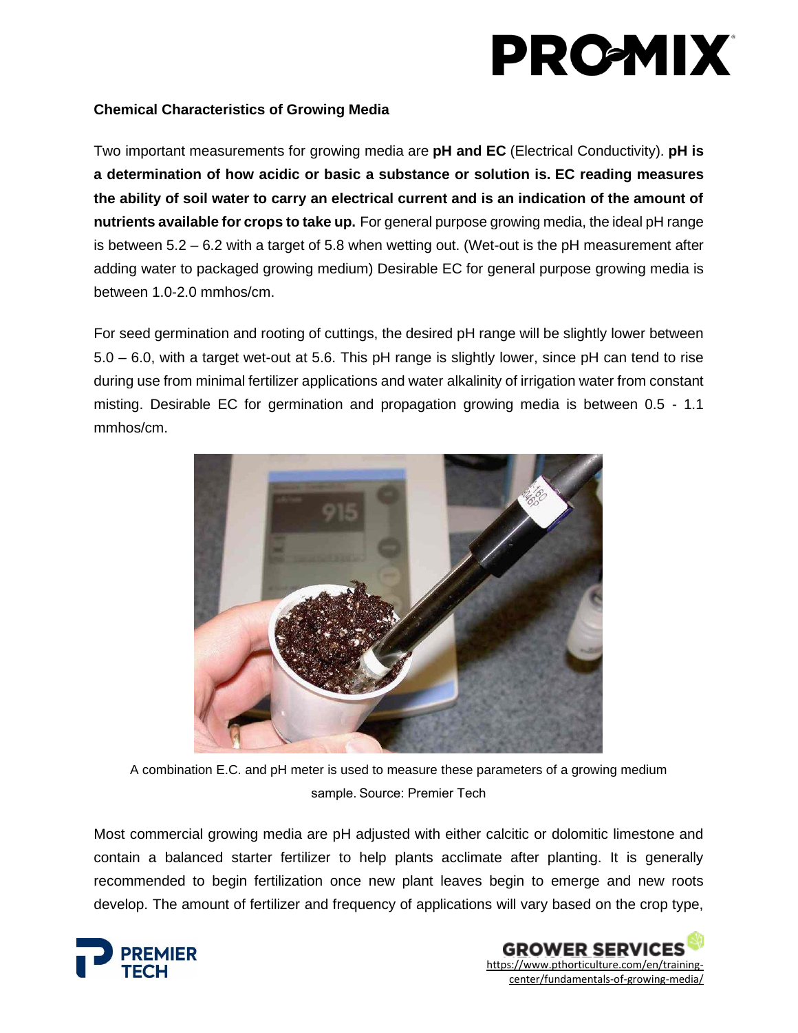**Chemical Characteristics of Growing Media**

Two important measurements for growing media are **pH and EC** (Electrical Conductivity). **pH is a determination of how acidic or basic a substance or solution is. EC reading measures the ability of soil water to carry an electrical current and is an indication of the amount of nutrients available for crops to take up.** For general purpose growing media, the ideal pH range is between 5.2 – 6.2 with a target of 5.8 when wetting out. (Wet-out is the pH measurement after adding water to packaged growing medium) Desirable EC for general purpose growing media is between 1.0-2.0 mmhos/cm.

For seed germination and rooting of cuttings, the desired pH range will be slightly lower between 5.0 – 6.0, with a target wet-out at 5.6. This pH range is slightly lower, since pH can tend to rise during use from minimal fertilizer applications and water alkalinity of irrigation water from constant misting. Desirable EC for germination and propagation growing media is between 0.5 - 1.1 mmhos/cm.

A combination E.C. and pH meter is used to measure these parameters of a growing medium sample. Source: Premier Tech

Most commercial growing media are pH adjusted with either calcitic or dolomitic limestone and contain a balanced starter fertilizer to help plants acclimate after planting. It is generally recommended to begin fertilization once new plant leaves begin to emerge and new roots develop. The amount of fertilizer and frequency of applications will vary based on the crop type,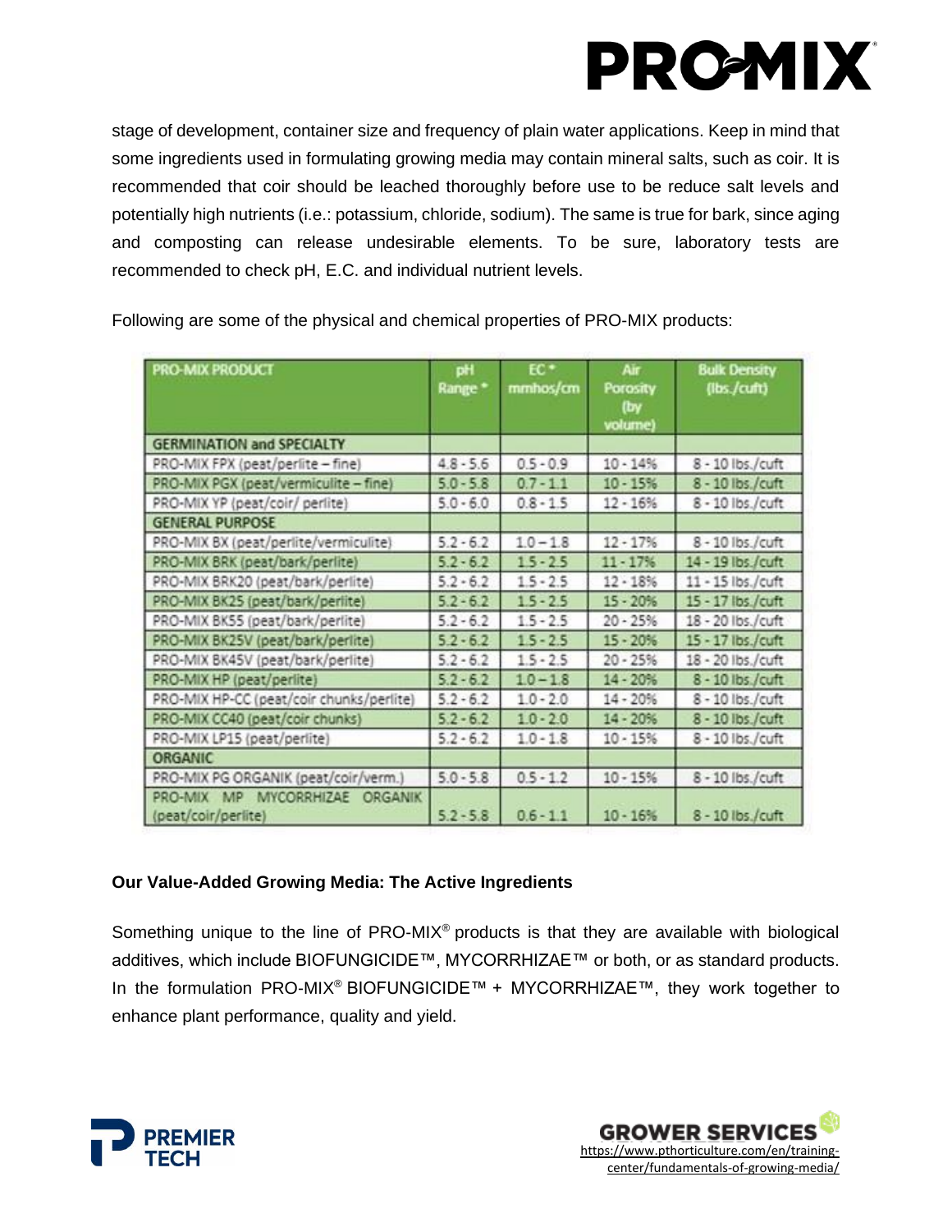stage of development, container size and frequency of plain water applications. Keep in mind that some ingredients used in formulating growing media may contain mineral salts, such as coir. It is recommended that coir should be leached thoroughly before use to be reduce salt levels and potentially high nutrients (i.e.: potassium, chloride, sodium). The same is true for bark, since aging and composting can release undesirable elements. To be sure, laboratory tests are recommended to check pH, E.C. and individual nutrient levels.

Following are some of the physical and chemical properties of PRO-MIX products:

| PRO-MIX PRODUCT | pH Range * | EC * mmhos/cm | Air Porosity (by volume) | Bulk Density (lbs./cuft) |
|---|---|---|---|---|
| **GERMINATION and SPECIALTY** | | | | |
| PRO-MIX FPX (peat/perlite – fine) | 4.8 - 5.6 | 0.5 - 0.9 | 10 - 14% | 8 - 10 lbs./cuft |
| PRO-MIX PGX (peat/vermiculite – fine) | 5.0 - 5.8 | 0.7 - 1.1 | 10 - 15% | 8 - 10 lbs./cuft |
| PRO-MIX YP (peat/coir/ perlite) | 5.0 - 6.0 | 0.8 - 1.5 | 12 - 16% | 8 - 10 lbs./cuft |
| **GENERAL PURPOSE** | | | | |
| PRO-MIX BX (peat/perlite/vermiculite) | 5.2 - 6.2 | 1.0 – 1.8 | 12 - 17% | 8 - 10 lbs./cuft |
| PRO-MIX BRK (peat/bark/perlite) | 5.2 - 6.2 | 1.5 - 2.5 | 11 - 17% | 14 - 19 lbs./cuft |
| PRO-MIX BRK20 (peat/bark/perlite) | 5.2 - 6.2 | 1.5 - 2.5 | 12 - 18% | 11 - 15 lbs./cuft |
| PRO-MIX BK25 (peat/bark/perlite) | 5.2 - 6.2 | 1.5 - 2.5 | 15 - 20% | 15 - 17 lbs./cuft |
| PRO-MIX BK55 (peat/bark/perlite) | 5.2 - 6.2 | 1.5 - 2.5 | 20 - 25% | 18 - 20 lbs./cuft |
| PRO-MIX BK25V (peat/bark/perlite) | 5.2 - 6.2 | 1.5 - 2.5 | 15 - 20% | 15 - 17 lbs./cuft |
| PRO-MIX BK45V (peat/bark/perlite) | 5.2 - 6.2 | 1.5 - 2.5 | 20 - 25% | 18 - 20 lbs./cuft |
| PRO-MIX HP (peat/perlite) | 5.2 - 6.2 | 1.0 – 1.8 | 14 - 20% | 8 - 10 lbs./cuft |
| PRO-MIX HP-CC (peat/coir chunks/perlite) | 5.2 - 6.2 | 1.0 - 2.0 | 14 - 20% | 8 - 10 lbs./cuft |
| PRO-MIX CC40 (peat/coir chunks) | 5.2 - 6.2 | 1.0 - 2.0 | 14 - 20% | 8 - 10 lbs./cuft |
| PRO-MIX LP15 (peat/perlite) | 5.2 - 6.2 | 1.0 - 1.8 | 10 - 15% | 8 - 10 lbs./cuft |
| **ORGANIC** | | | | |
| PRO-MIX PG ORGANIK (peat/coir/verm.) | 5.0 - 5.8 | 0.5 - 1.2 | 10 - 15% | 8 - 10 lbs./cuft |
| PRO-MIX MP MYCORRHIZAE ORGANIK (peat/coir/perlite) | 5.2 - 5.8 | 0.6 - 1.1 | 10 - 16% | 8 - 10 lbs./cuft |

**Our Value-Added Growing Media: The Active Ingredients**

Something unique to the line of PRO-MIX® products is that they are available with biological additives, which include BIOFUNGICIDE™, MYCORRHIZAE™ or both, or as standard products. In the formulation PRO-MIX® BIOFUNGICIDE™ + MYCORRHIZAE™, they work together to enhance plant performance, quality and yield.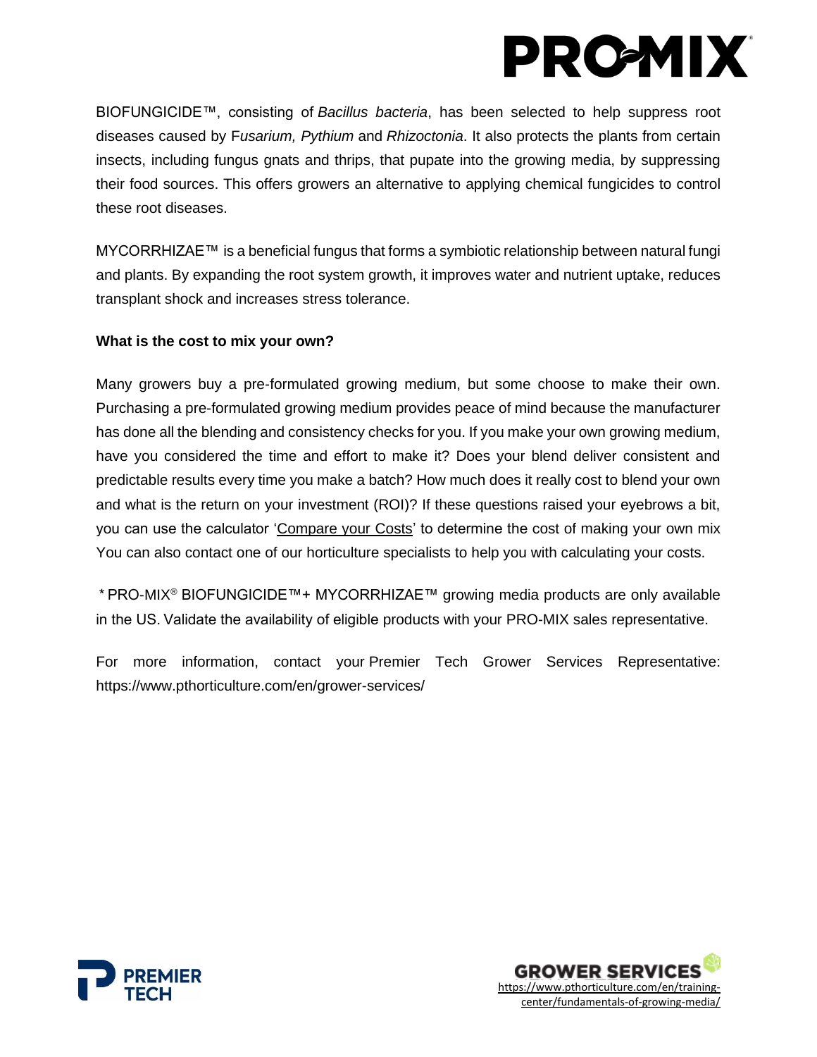BIOFUNGICIDE™, consisting of *Bacillus bacteria*, has been selected to help suppress root diseases caused by F*usarium, Pythium* and *Rhizoctonia*. It also protects the plants from certain insects, including fungus gnats and thrips, that pupate into the growing media, by suppressing their food sources. This offers growers an alternative to applying chemical fungicides to control these root diseases.

MYCORRHIZAE™ is a beneficial fungus that forms a symbiotic relationship between natural fungi and plants. By expanding the root system growth, it improves water and nutrient uptake, reduces transplant shock and increases stress tolerance.

**What is the cost to mix your own?**

Many growers buy a pre-formulated growing medium, but some choose to make their own. Purchasing a pre-formulated growing medium provides peace of mind because the manufacturer has done all the blending and consistency checks for you. If you make your own growing medium, have you considered the time and effort to make it? Does your blend deliver consistent and predictable results every time you make a batch? How much does it really cost to blend your own and what is the return on your investment (ROI)? If these questions raised your eyebrows a bit, you can use the calculator 'Compare your Costs' to determine the cost of making your own mix You can also contact one of our horticulture specialists to help you with calculating your costs.

* PRO-MIX® BIOFUNGICIDE™+ MYCORRHIZAE™ growing media products are only available in the US. Validate the availability of eligible products with your PRO-MIX sales representative.

For more information, contact your Premier Tech Grower Services Representative: https://www.pthorticulture.com/en/grower-services/